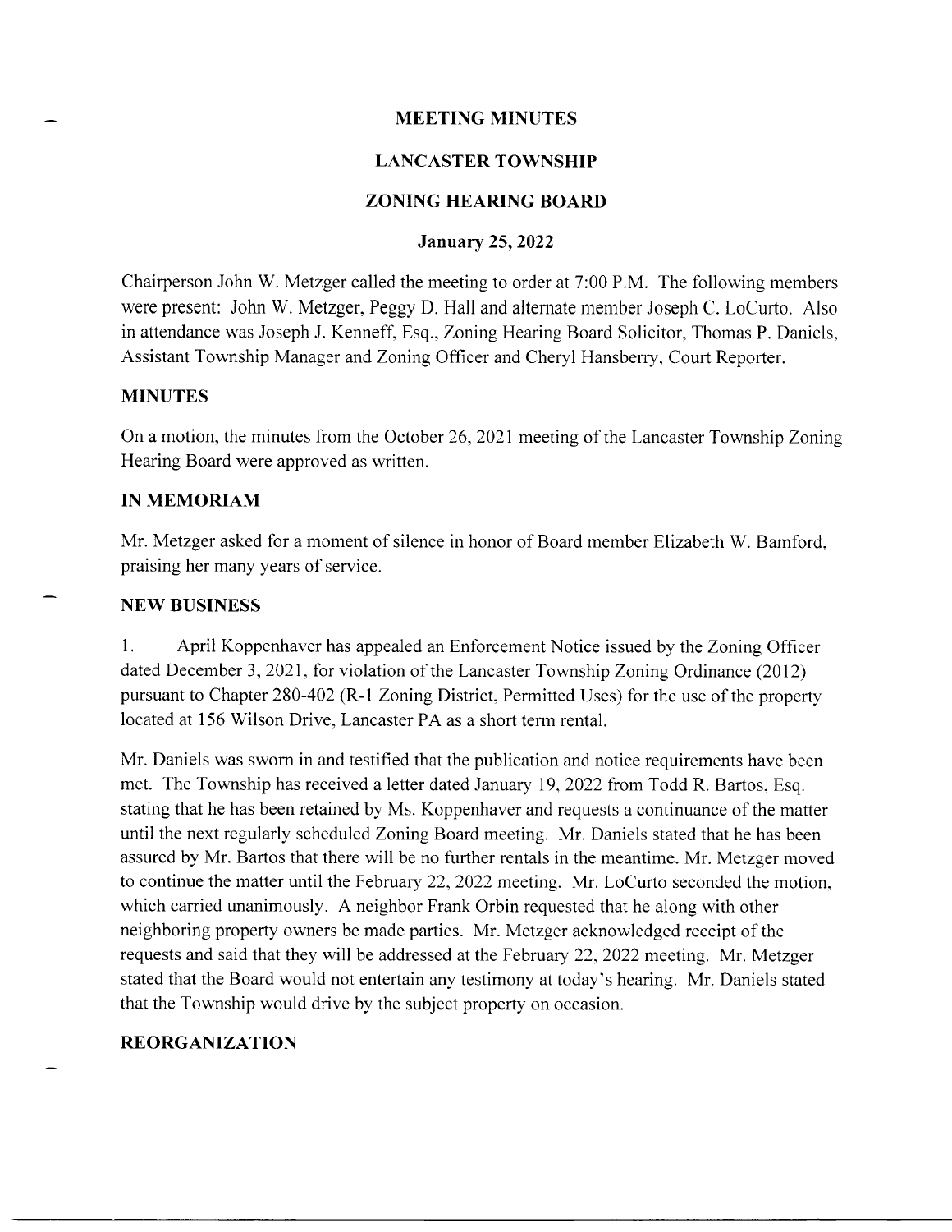# MEETING MINUTES

# LANCASTER TOWNSHIP

# ZONING HEARING BOARD

## January 25, 2022

Chairperson John W. Metzger called the meeting to order at 7:00 P.M. The following members were present: John W. Metzger, Peggy D. Hall and alternate member Joseph C. LoCurto. Also in attendance was Joseph J. Kenneff, Esq., Zoning Hearing Board Solicitor, Thomas P. Daniels, Assistant Township Manager and Zoning Officer and Cheryl Hansberry, Court Reporter.

### MINUTES

On a motion, the minutes from the October 26, 2021 meeting of the Lancaster Township Zoning Hearing Board were approved as written.

### IN MEMORIAM

Mr. Metzger asked for a moment of silence in honor of Board member Elizabeth W. Bamford, praising her many years of service.

### NEW BUSINESS

1. April Koppenhaver has appealed an Enforcement Notice issued by the Zoning Officer dated December 3, 2021, for violation of the Lancaster Township Zoning Ordinance (2012) pursuant to Chapter 280-402 (R-1 Zoning District, Permitted Uses) for the use of the property located at 156 Wilson Drive, Lancaster PA as a short term rental.

Mr. Daniels was sworn in and testified that the publication and notice requirements have been met. The Township has received a letter dated January 19, 2022 from Todd R. Bartos, Esq. stating that he has been retained by Ms. Koppenhaver and requests a continuance of the matter until the next regularly scheduled Zoning Board meeting. Mr. Daniels stated that he has been assured by Mr. Bartos that there will be no further rentals in the meantime. Mr. Metzger moved to continue the matter until the February 22, 2022 meeting. Mr. LoCurto seconded the motion, which carried unanimously. A neighbor Frank Orbin requested that he along with other neighboring property owners be made parties. Mr. Metzger acknowledged receipt of the requests and said that they will be addressed at the February 22, 2022 meeting. Mr. Metzger stated that the Board would not entertain any testimony at today's hearing. Mr. Daniels stated that the Township would drive by the subject property on occasion.

### REORGANIZATION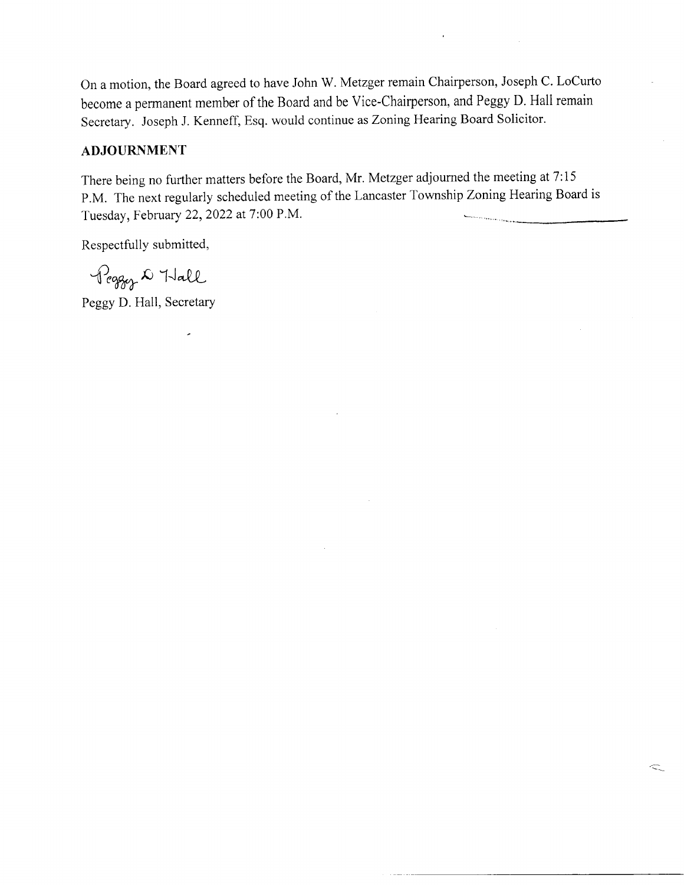On a motion, the Board agreed to have John W. Metzger remain Chairperson, Joseph C. LoCurto become a permanent member of the Board and be Vice-Chairperson, and Peggy D. Hall remain Secretary. Joseph J. Kenneff, Esq. would continue as Zoning Hearing Board Solicitor.

## ADJOURNMENT

There being no further matters before the Board, Mr. Metzger adjourned the meeting at 7:15 P.M. The next regularly scheduled meeting of the Lancaster Township Zoning Hearing Board is Tuesday, February 22, 2022 at 7:00 P.M.

Respectfully submitted,

Peggy D Hall

Peggy D. Hall, Secretary